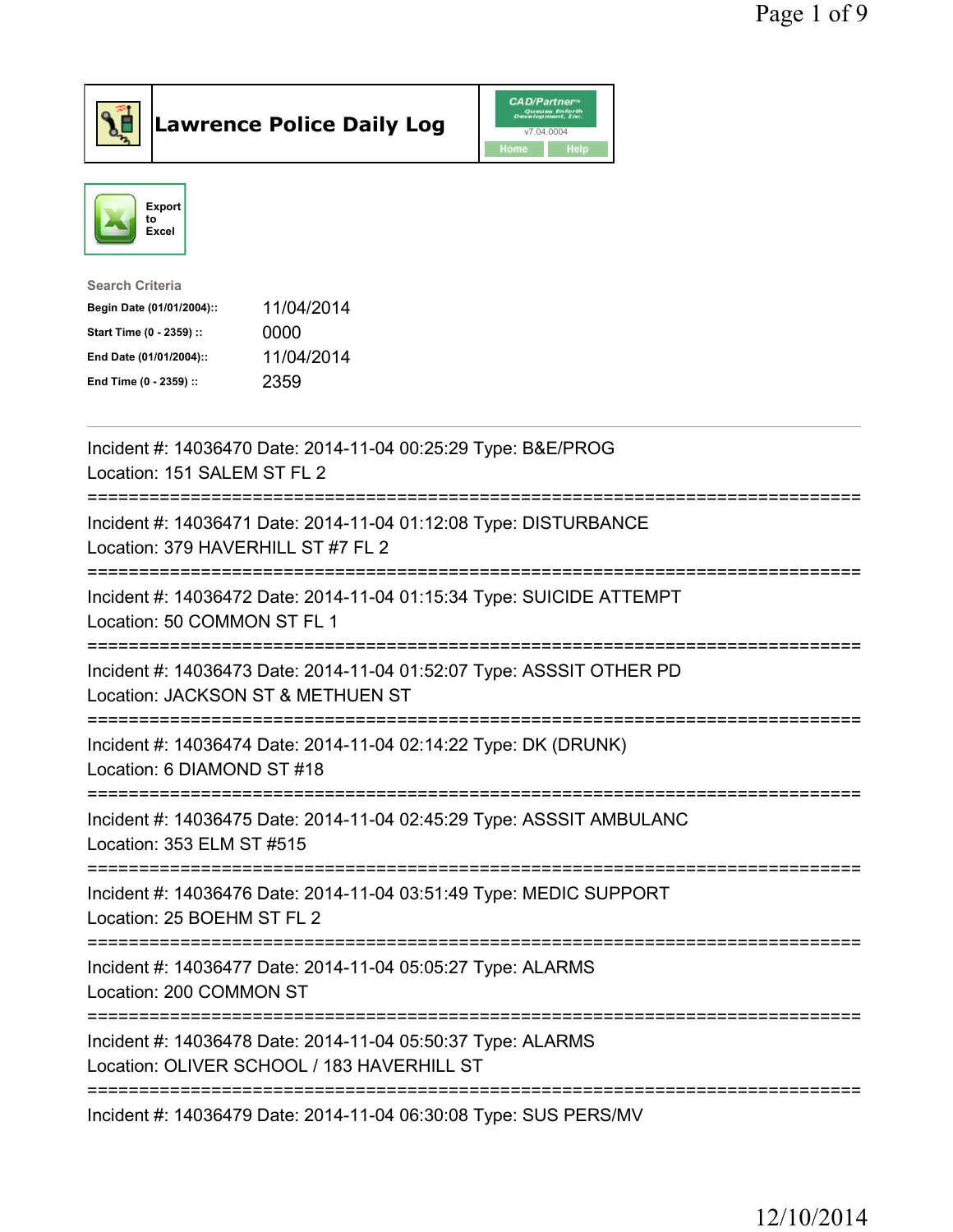# Lawrence Police Daily Log

Export to Excel

**Search Criteria**

| | |
|---|---|
| **Begin Date (01/01/2004)::** | 11/04/2014 |
| **Start Time (0 - 2359) ::** | 0000 |
| **End Date (01/01/2004)::** | 11/04/2014 |
| **End Time (0 - 2359) ::** | 2359 |

---

Incident #: 14036470 Date: 2014-11-04 00:25:29 Type: B&E/PROG
Location: 151 SALEM ST FL 2
===========================================================================
Incident #: 14036471 Date: 2014-11-04 01:12:08 Type: DISTURBANCE
Location: 379 HAVERHILL ST #7 FL 2
===========================================================================
Incident #: 14036472 Date: 2014-11-04 01:15:34 Type: SUICIDE ATTEMPT
Location: 50 COMMON ST FL 1
===========================================================================
Incident #: 14036473 Date: 2014-11-04 01:52:07 Type: ASSSIT OTHER PD
Location: JACKSON ST & METHUEN ST
===========================================================================
Incident #: 14036474 Date: 2014-11-04 02:14:22 Type: DK (DRUNK)
Location: 6 DIAMOND ST #18
===========================================================================
Incident #: 14036475 Date: 2014-11-04 02:45:29 Type: ASSSIT AMBULANC
Location: 353 ELM ST #515
===========================================================================
Incident #: 14036476 Date: 2014-11-04 03:51:49 Type: MEDIC SUPPORT
Location: 25 BOEHM ST FL 2
===========================================================================
Incident #: 14036477 Date: 2014-11-04 05:05:27 Type: ALARMS
Location: 200 COMMON ST
===========================================================================
Incident #: 14036478 Date: 2014-11-04 05:50:37 Type: ALARMS
Location: OLIVER SCHOOL / 183 HAVERHILL ST
===========================================================================
Incident #: 14036479 Date: 2014-11-04 06:30:08 Type: SUS PERS/MV

12/10/2014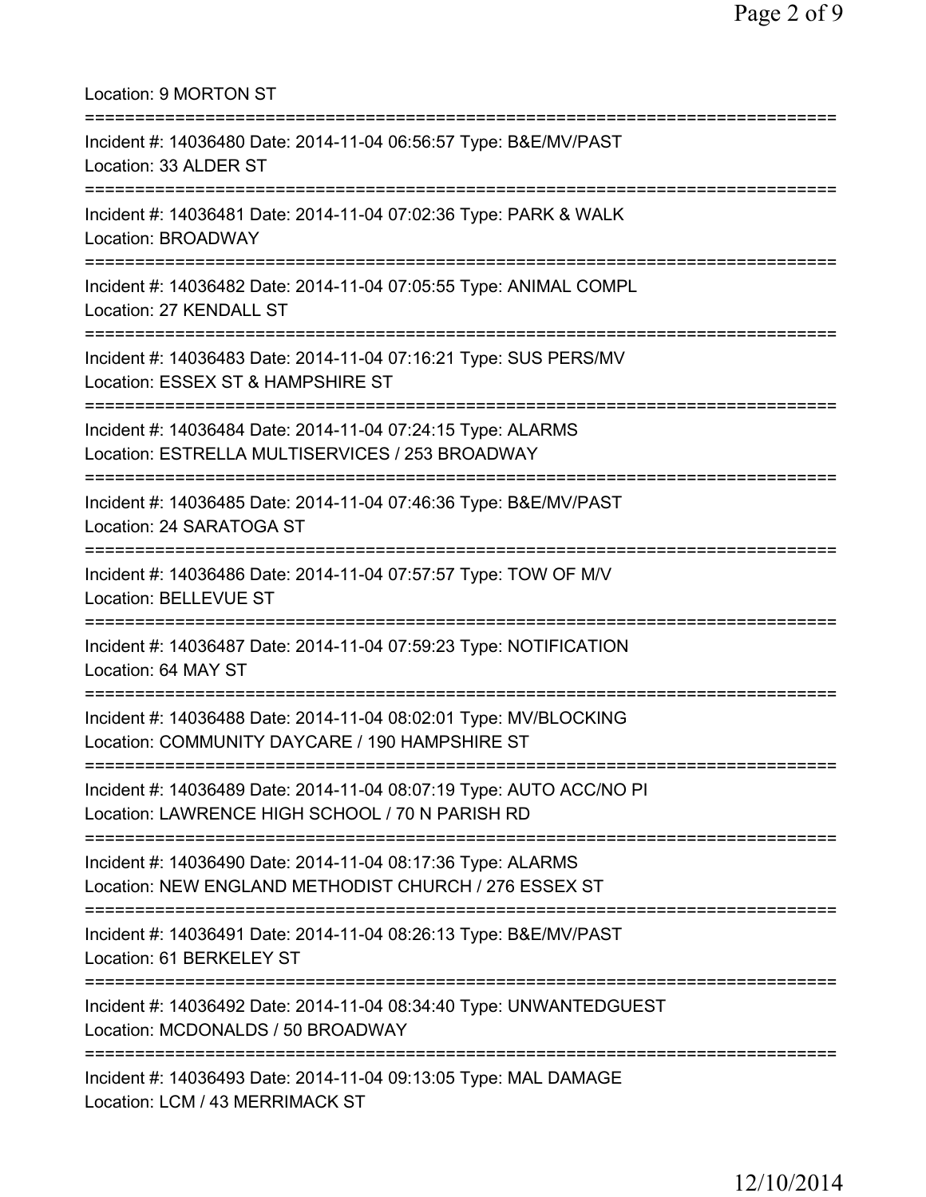Location: 9 MORTON ST

===========================================================================

Incident #: 14036480 Date: 2014-11-04 06:56:57 Type: B&E/MV/PAST
Location: 33 ALDER ST

===========================================================================

Incident #: 14036481 Date: 2014-11-04 07:02:36 Type: PARK & WALK
Location: BROADWAY

===========================================================================

Incident #: 14036482 Date: 2014-11-04 07:05:55 Type: ANIMAL COMPL
Location: 27 KENDALL ST

===========================================================================

Incident #: 14036483 Date: 2014-11-04 07:16:21 Type: SUS PERS/MV
Location: ESSEX ST & HAMPSHIRE ST

===========================================================================

Incident #: 14036484 Date: 2014-11-04 07:24:15 Type: ALARMS
Location: ESTRELLA MULTISERVICES / 253 BROADWAY

===========================================================================

Incident #: 14036485 Date: 2014-11-04 07:46:36 Type: B&E/MV/PAST
Location: 24 SARATOGA ST

===========================================================================

Incident #: 14036486 Date: 2014-11-04 07:57:57 Type: TOW OF M/V
Location: BELLEVUE ST

===========================================================================

Incident #: 14036487 Date: 2014-11-04 07:59:23 Type: NOTIFICATION
Location: 64 MAY ST

===========================================================================

Incident #: 14036488 Date: 2014-11-04 08:02:01 Type: MV/BLOCKING
Location: COMMUNITY DAYCARE / 190 HAMPSHIRE ST

===========================================================================

Incident #: 14036489 Date: 2014-11-04 08:07:19 Type: AUTO ACC/NO PI
Location: LAWRENCE HIGH SCHOOL / 70 N PARISH RD

===========================================================================

Incident #: 14036490 Date: 2014-11-04 08:17:36 Type: ALARMS
Location: NEW ENGLAND METHODIST CHURCH / 276 ESSEX ST

===========================================================================

Incident #: 14036491 Date: 2014-11-04 08:26:13 Type: B&E/MV/PAST
Location: 61 BERKELEY ST

===========================================================================

Incident #: 14036492 Date: 2014-11-04 08:34:40 Type: UNWANTEDGUEST
Location: MCDONALDS / 50 BROADWAY

===========================================================================

Incident #: 14036493 Date: 2014-11-04 09:13:05 Type: MAL DAMAGE
Location: LCM / 43 MERRIMACK ST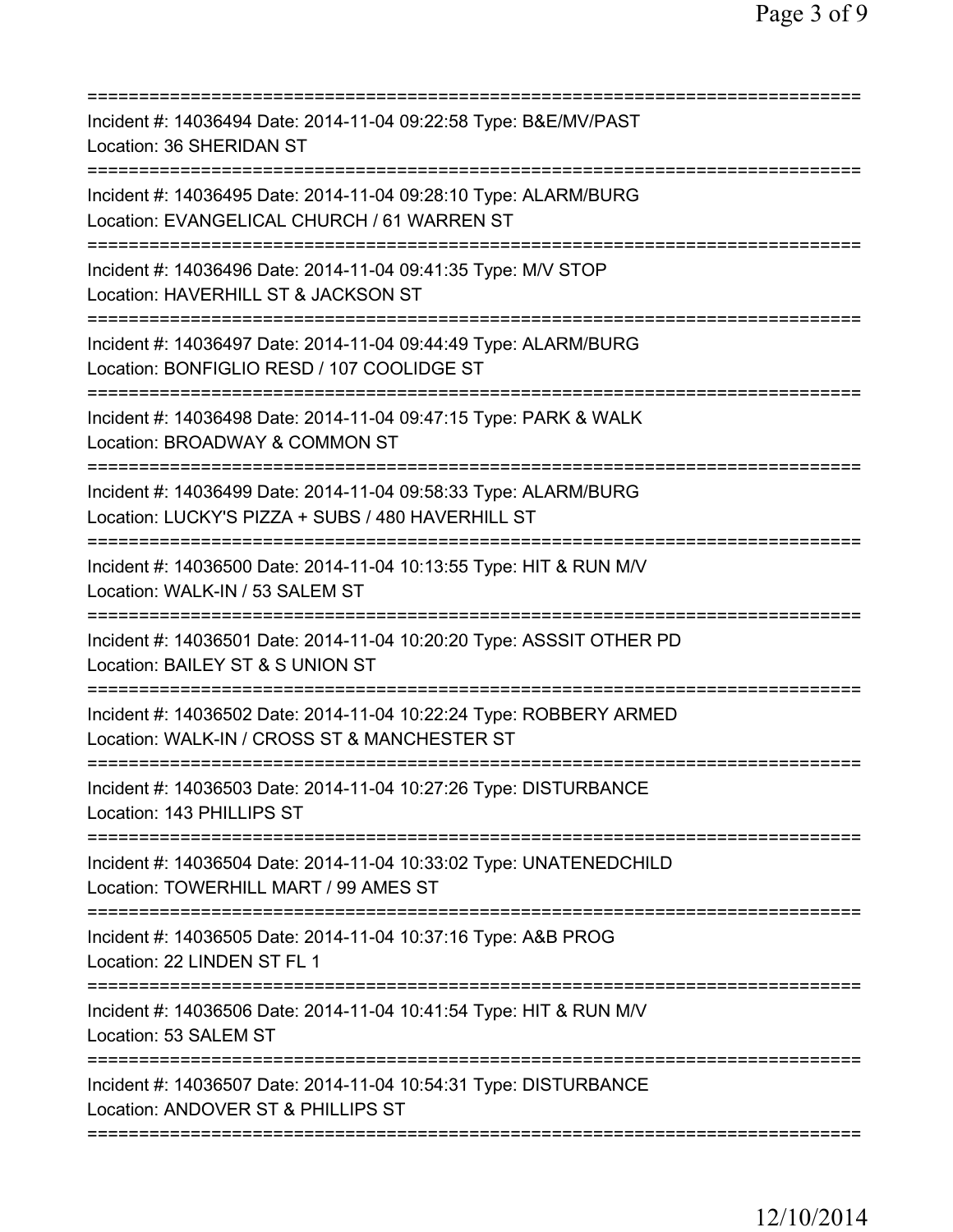===========================================================================
Incident #: 14036494 Date: 2014-11-04 09:22:58 Type: B&E/MV/PAST
Location: 36 SHERIDAN ST
===========================================================================
Incident #: 14036495 Date: 2014-11-04 09:28:10 Type: ALARM/BURG
Location: EVANGELICAL CHURCH / 61 WARREN ST
===========================================================================
Incident #: 14036496 Date: 2014-11-04 09:41:35 Type: M/V STOP
Location: HAVERHILL ST & JACKSON ST
===========================================================================
Incident #: 14036497 Date: 2014-11-04 09:44:49 Type: ALARM/BURG
Location: BONFIGLIO RESD / 107 COOLIDGE ST
===========================================================================
Incident #: 14036498 Date: 2014-11-04 09:47:15 Type: PARK & WALK
Location: BROADWAY & COMMON ST
===========================================================================
Incident #: 14036499 Date: 2014-11-04 09:58:33 Type: ALARM/BURG
Location: LUCKY'S PIZZA + SUBS / 480 HAVERHILL ST
===========================================================================
Incident #: 14036500 Date: 2014-11-04 10:13:55 Type: HIT & RUN M/V
Location: WALK-IN / 53 SALEM ST
===========================================================================
Incident #: 14036501 Date: 2014-11-04 10:20:20 Type: ASSSIT OTHER PD
Location: BAILEY ST & S UNION ST
===========================================================================
Incident #: 14036502 Date: 2014-11-04 10:22:24 Type: ROBBERY ARMED
Location: WALK-IN / CROSS ST & MANCHESTER ST
===========================================================================
Incident #: 14036503 Date: 2014-11-04 10:27:26 Type: DISTURBANCE
Location: 143 PHILLIPS ST
===========================================================================
Incident #: 14036504 Date: 2014-11-04 10:33:02 Type: UNATENEDCHILD
Location: TOWERHILL MART / 99 AMES ST
===========================================================================
Incident #: 14036505 Date: 2014-11-04 10:37:16 Type: A&B PROG
Location: 22 LINDEN ST FL 1
===========================================================================
Incident #: 14036506 Date: 2014-11-04 10:41:54 Type: HIT & RUN M/V
Location: 53 SALEM ST
===========================================================================
Incident #: 14036507 Date: 2014-11-04 10:54:31 Type: DISTURBANCE
Location: ANDOVER ST & PHILLIPS ST
===========================================================================

12/10/2014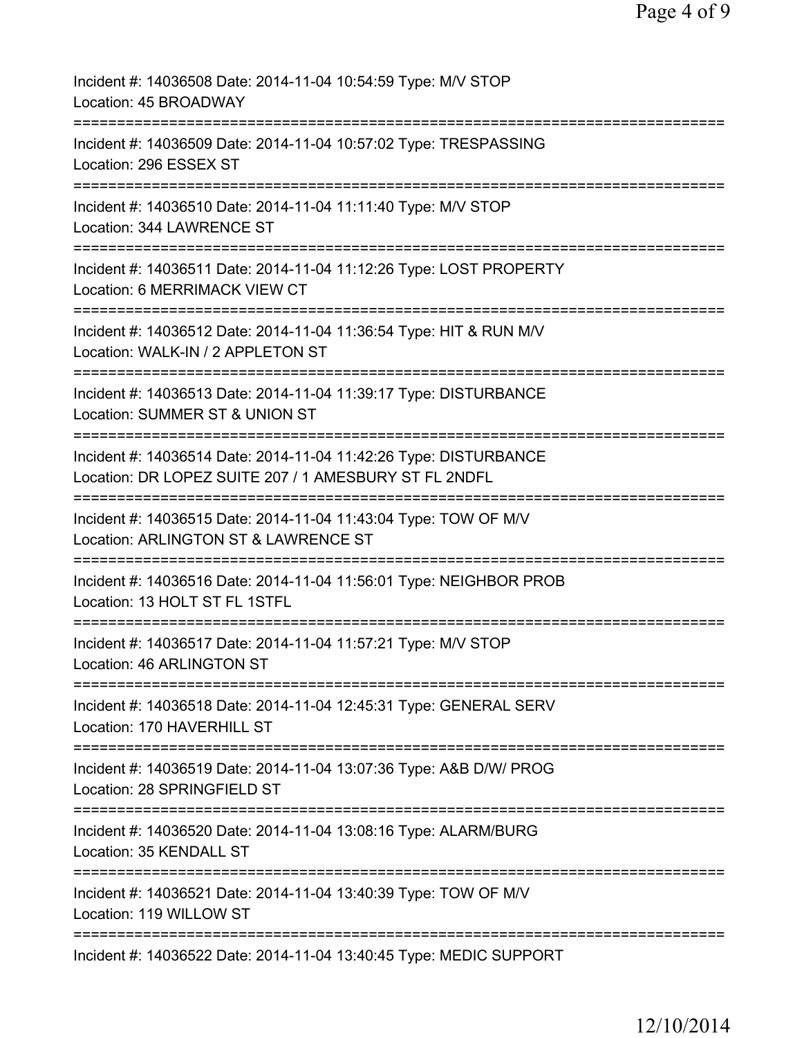Incident #: 14036508 Date: 2014-11-04 10:54:59 Type: M/V STOP
Location: 45 BROADWAY

===========================================================================

Incident #: 14036509 Date: 2014-11-04 10:57:02 Type: TRESPASSING
Location: 296 ESSEX ST

===========================================================================

Incident #: 14036510 Date: 2014-11-04 11:11:40 Type: M/V STOP
Location: 344 LAWRENCE ST

===========================================================================

Incident #: 14036511 Date: 2014-11-04 11:12:26 Type: LOST PROPERTY
Location: 6 MERRIMACK VIEW CT

===========================================================================

Incident #: 14036512 Date: 2014-11-04 11:36:54 Type: HIT & RUN M/V
Location: WALK-IN / 2 APPLETON ST

===========================================================================

Incident #: 14036513 Date: 2014-11-04 11:39:17 Type: DISTURBANCE
Location: SUMMER ST & UNION ST

===========================================================================

Incident #: 14036514 Date: 2014-11-04 11:42:26 Type: DISTURBANCE
Location: DR LOPEZ SUITE 207 / 1 AMESBURY ST FL 2NDFL

===========================================================================

Incident #: 14036515 Date: 2014-11-04 11:43:04 Type: TOW OF M/V
Location: ARLINGTON ST & LAWRENCE ST

===========================================================================

Incident #: 14036516 Date: 2014-11-04 11:56:01 Type: NEIGHBOR PROB
Location: 13 HOLT ST FL 1STFL

===========================================================================

Incident #: 14036517 Date: 2014-11-04 11:57:21 Type: M/V STOP
Location: 46 ARLINGTON ST

===========================================================================

Incident #: 14036518 Date: 2014-11-04 12:45:31 Type: GENERAL SERV
Location: 170 HAVERHILL ST

===========================================================================

Incident #: 14036519 Date: 2014-11-04 13:07:36 Type: A&B D/W/ PROG
Location: 28 SPRINGFIELD ST

===========================================================================

Incident #: 14036520 Date: 2014-11-04 13:08:16 Type: ALARM/BURG
Location: 35 KENDALL ST

===========================================================================

Incident #: 14036521 Date: 2014-11-04 13:40:39 Type: TOW OF M/V
Location: 119 WILLOW ST

===========================================================================

Incident #: 14036522 Date: 2014-11-04 13:40:45 Type: MEDIC SUPPORT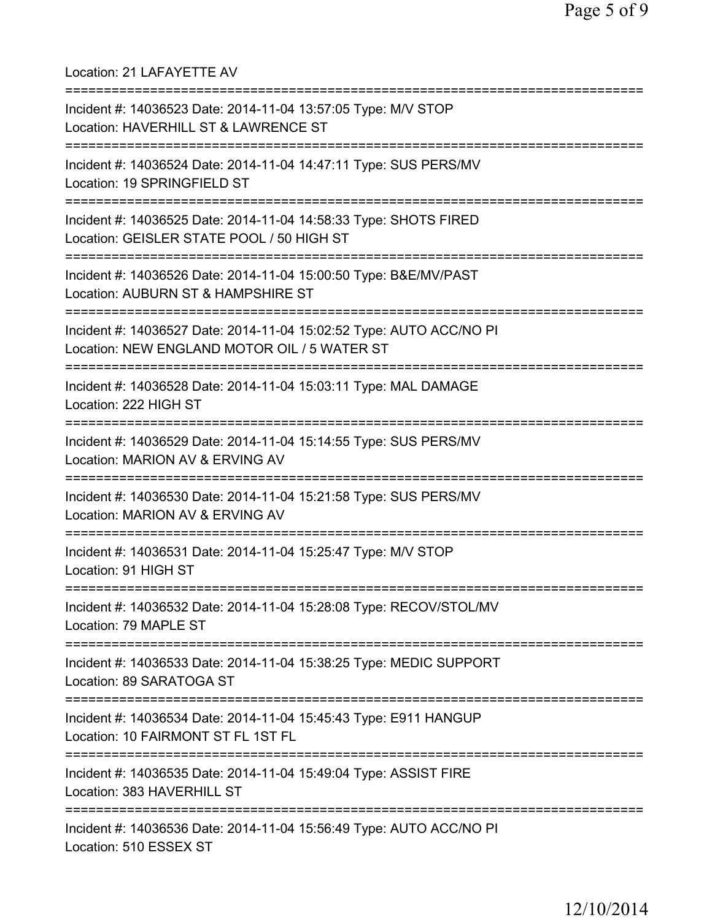Location: 21 LAFAYETTE AV

===========================================================================

Incident #: 14036523 Date: 2014-11-04 13:57:05 Type: M/V STOP
Location: HAVERHILL ST & LAWRENCE ST

===========================================================================

Incident #: 14036524 Date: 2014-11-04 14:47:11 Type: SUS PERS/MV
Location: 19 SPRINGFIELD ST

===========================================================================

Incident #: 14036525 Date: 2014-11-04 14:58:33 Type: SHOTS FIRED
Location: GEISLER STATE POOL / 50 HIGH ST

===========================================================================

Incident #: 14036526 Date: 2014-11-04 15:00:50 Type: B&E/MV/PAST
Location: AUBURN ST & HAMPSHIRE ST

===========================================================================

Incident #: 14036527 Date: 2014-11-04 15:02:52 Type: AUTO ACC/NO PI
Location: NEW ENGLAND MOTOR OIL / 5 WATER ST

===========================================================================

Incident #: 14036528 Date: 2014-11-04 15:03:11 Type: MAL DAMAGE
Location: 222 HIGH ST

===========================================================================

Incident #: 14036529 Date: 2014-11-04 15:14:55 Type: SUS PERS/MV
Location: MARION AV & ERVING AV

===========================================================================

Incident #: 14036530 Date: 2014-11-04 15:21:58 Type: SUS PERS/MV
Location: MARION AV & ERVING AV

===========================================================================

Incident #: 14036531 Date: 2014-11-04 15:25:47 Type: M/V STOP
Location: 91 HIGH ST

===========================================================================

Incident #: 14036532 Date: 2014-11-04 15:28:08 Type: RECOV/STOL/MV
Location: 79 MAPLE ST

===========================================================================

Incident #: 14036533 Date: 2014-11-04 15:38:25 Type: MEDIC SUPPORT
Location: 89 SARATOGA ST

===========================================================================

Incident #: 14036534 Date: 2014-11-04 15:45:43 Type: E911 HANGUP
Location: 10 FAIRMONT ST FL 1ST FL

===========================================================================

Incident #: 14036535 Date: 2014-11-04 15:49:04 Type: ASSIST FIRE
Location: 383 HAVERHILL ST

===========================================================================

Incident #: 14036536 Date: 2014-11-04 15:56:49 Type: AUTO ACC/NO PI
Location: 510 ESSEX ST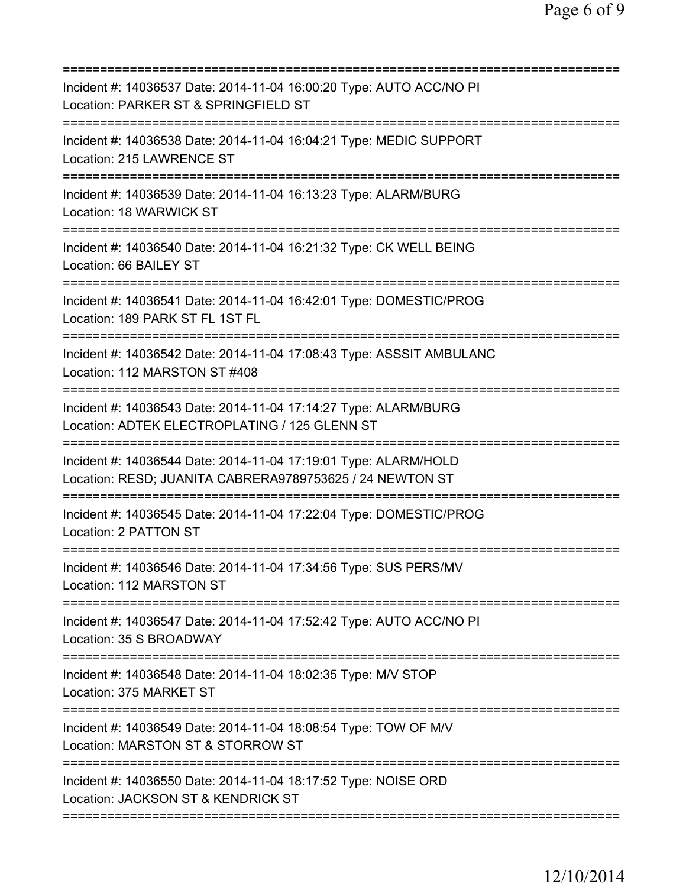===========================================================================
Incident #: 14036537 Date: 2014-11-04 16:00:20 Type: AUTO ACC/NO PI
Location: PARKER ST & SPRINGFIELD ST
===========================================================================
Incident #: 14036538 Date: 2014-11-04 16:04:21 Type: MEDIC SUPPORT
Location: 215 LAWRENCE ST
===========================================================================
Incident #: 14036539 Date: 2014-11-04 16:13:23 Type: ALARM/BURG
Location: 18 WARWICK ST
===========================================================================
Incident #: 14036540 Date: 2014-11-04 16:21:32 Type: CK WELL BEING
Location: 66 BAILEY ST
===========================================================================
Incident #: 14036541 Date: 2014-11-04 16:42:01 Type: DOMESTIC/PROG
Location: 189 PARK ST FL 1ST FL
===========================================================================
Incident #: 14036542 Date: 2014-11-04 17:08:43 Type: ASSSIT AMBULANC
Location: 112 MARSTON ST #408
===========================================================================
Incident #: 14036543 Date: 2014-11-04 17:14:27 Type: ALARM/BURG
Location: ADTEK ELECTROPLATING / 125 GLENN ST
===========================================================================
Incident #: 14036544 Date: 2014-11-04 17:19:01 Type: ALARM/HOLD
Location: RESD; JUANITA CABRERA9789753625 / 24 NEWTON ST
===========================================================================
Incident #: 14036545 Date: 2014-11-04 17:22:04 Type: DOMESTIC/PROG
Location: 2 PATTON ST
===========================================================================
Incident #: 14036546 Date: 2014-11-04 17:34:56 Type: SUS PERS/MV
Location: 112 MARSTON ST
===========================================================================
Incident #: 14036547 Date: 2014-11-04 17:52:42 Type: AUTO ACC/NO PI
Location: 35 S BROADWAY
===========================================================================
Incident #: 14036548 Date: 2014-11-04 18:02:35 Type: M/V STOP
Location: 375 MARKET ST
===========================================================================
Incident #: 14036549 Date: 2014-11-04 18:08:54 Type: TOW OF M/V
Location: MARSTON ST & STORROW ST
===========================================================================
Incident #: 14036550 Date: 2014-11-04 18:17:52 Type: NOISE ORD
Location: JACKSON ST & KENDRICK ST
===========================================================================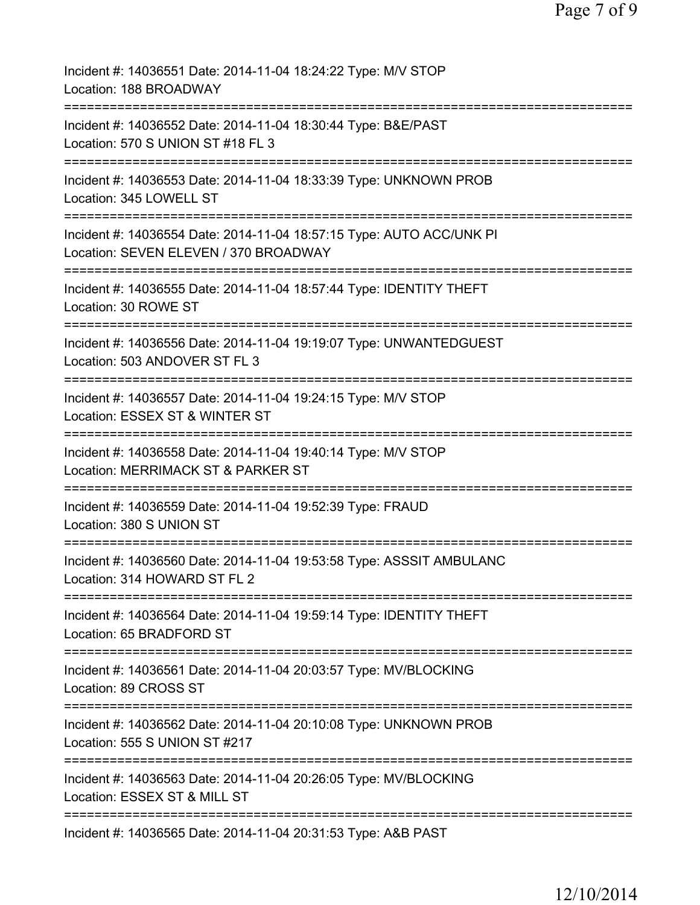Incident #: 14036551 Date: 2014-11-04 18:24:22 Type: M/V STOP
Location: 188 BROADWAY

===========================================================================

Incident #: 14036552 Date: 2014-11-04 18:30:44 Type: B&E/PAST
Location: 570 S UNION ST #18 FL 3

===========================================================================

Incident #: 14036553 Date: 2014-11-04 18:33:39 Type: UNKNOWN PROB
Location: 345 LOWELL ST

===========================================================================

Incident #: 14036554 Date: 2014-11-04 18:57:15 Type: AUTO ACC/UNK PI
Location: SEVEN ELEVEN / 370 BROADWAY

===========================================================================

Incident #: 14036555 Date: 2014-11-04 18:57:44 Type: IDENTITY THEFT
Location: 30 ROWE ST

===========================================================================

Incident #: 14036556 Date: 2014-11-04 19:19:07 Type: UNWANTEDGUEST
Location: 503 ANDOVER ST FL 3

===========================================================================

Incident #: 14036557 Date: 2014-11-04 19:24:15 Type: M/V STOP
Location: ESSEX ST & WINTER ST

===========================================================================

Incident #: 14036558 Date: 2014-11-04 19:40:14 Type: M/V STOP
Location: MERRIMACK ST & PARKER ST

===========================================================================

Incident #: 14036559 Date: 2014-11-04 19:52:39 Type: FRAUD
Location: 380 S UNION ST

===========================================================================

Incident #: 14036560 Date: 2014-11-04 19:53:58 Type: ASSSIT AMBULANC
Location: 314 HOWARD ST FL 2

===========================================================================

Incident #: 14036564 Date: 2014-11-04 19:59:14 Type: IDENTITY THEFT
Location: 65 BRADFORD ST

===========================================================================

Incident #: 14036561 Date: 2014-11-04 20:03:57 Type: MV/BLOCKING
Location: 89 CROSS ST

===========================================================================

Incident #: 14036562 Date: 2014-11-04 20:10:08 Type: UNKNOWN PROB
Location: 555 S UNION ST #217

===========================================================================

Incident #: 14036563 Date: 2014-11-04 20:26:05 Type: MV/BLOCKING
Location: ESSEX ST & MILL ST

===========================================================================

Incident #: 14036565 Date: 2014-11-04 20:31:53 Type: A&B PAST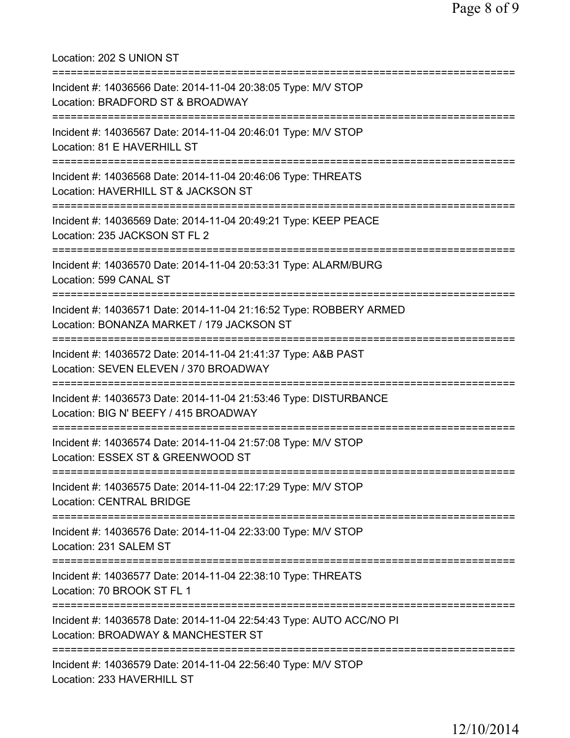Location: 202 S UNION ST

===========================================================================

Incident #: 14036566 Date: 2014-11-04 20:38:05 Type: M/V STOP
Location: BRADFORD ST & BROADWAY

===========================================================================

Incident #: 14036567 Date: 2014-11-04 20:46:01 Type: M/V STOP
Location: 81 E HAVERHILL ST

===========================================================================

Incident #: 14036568 Date: 2014-11-04 20:46:06 Type: THREATS
Location: HAVERHILL ST & JACKSON ST

===========================================================================

Incident #: 14036569 Date: 2014-11-04 20:49:21 Type: KEEP PEACE
Location: 235 JACKSON ST FL 2

===========================================================================

Incident #: 14036570 Date: 2014-11-04 20:53:31 Type: ALARM/BURG
Location: 599 CANAL ST

===========================================================================

Incident #: 14036571 Date: 2014-11-04 21:16:52 Type: ROBBERY ARMED
Location: BONANZA MARKET / 179 JACKSON ST

===========================================================================

Incident #: 14036572 Date: 2014-11-04 21:41:37 Type: A&B PAST
Location: SEVEN ELEVEN / 370 BROADWAY

===========================================================================

Incident #: 14036573 Date: 2014-11-04 21:53:46 Type: DISTURBANCE
Location: BIG N' BEEFY / 415 BROADWAY

===========================================================================

Incident #: 14036574 Date: 2014-11-04 21:57:08 Type: M/V STOP
Location: ESSEX ST & GREENWOOD ST

===========================================================================

Incident #: 14036575 Date: 2014-11-04 22:17:29 Type: M/V STOP
Location: CENTRAL BRIDGE

===========================================================================

Incident #: 14036576 Date: 2014-11-04 22:33:00 Type: M/V STOP
Location: 231 SALEM ST

===========================================================================

Incident #: 14036577 Date: 2014-11-04 22:38:10 Type: THREATS
Location: 70 BROOK ST FL 1

===========================================================================

Incident #: 14036578 Date: 2014-11-04 22:54:43 Type: AUTO ACC/NO PI
Location: BROADWAY & MANCHESTER ST

===========================================================================

Incident #: 14036579 Date: 2014-11-04 22:56:40 Type: M/V STOP
Location: 233 HAVERHILL ST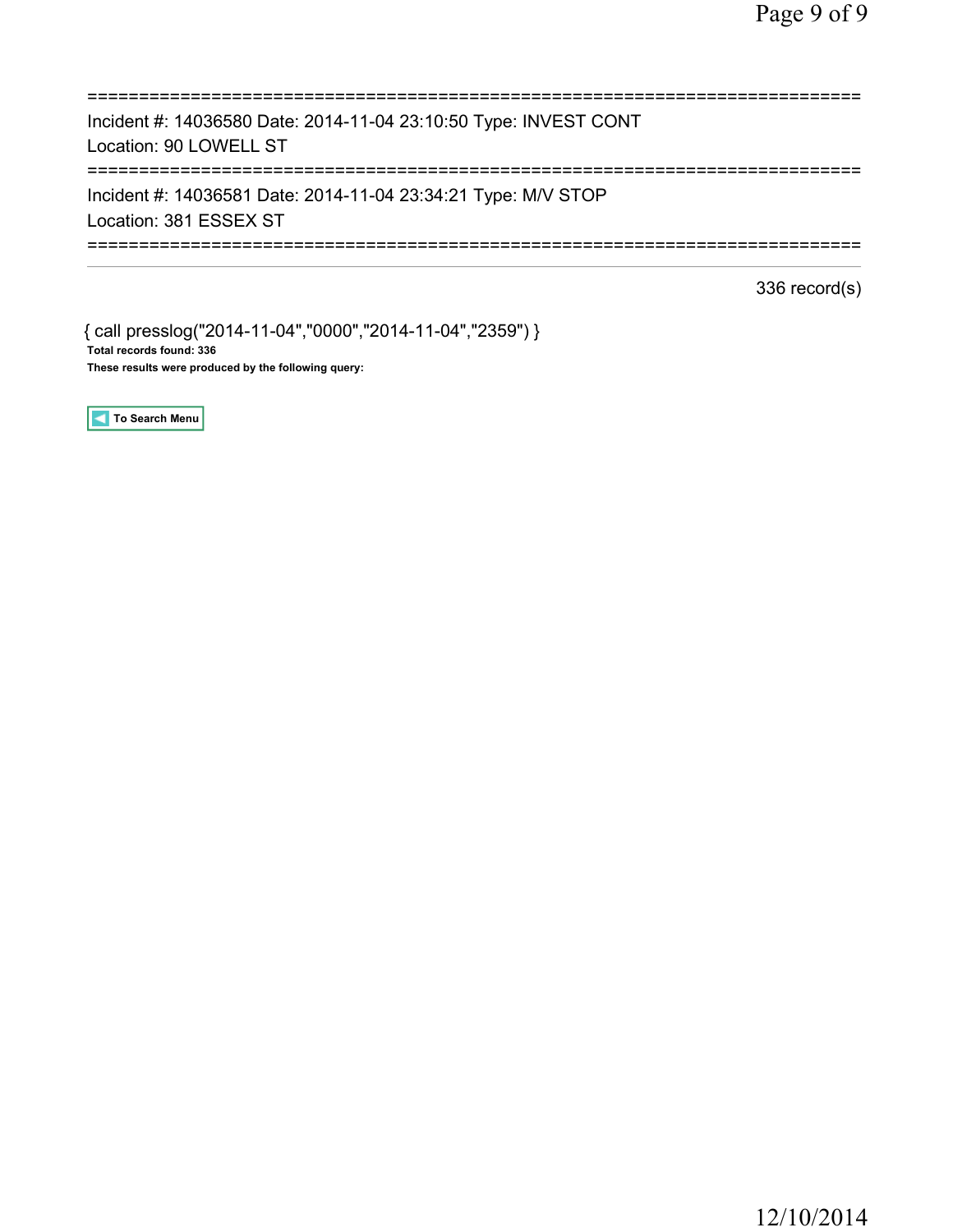===========================================================================

Incident #: 14036580 Date: 2014-11-04 23:10:50 Type: INVEST CONT

Location: 90 LOWELL ST

===========================================================================

Incident #: 14036581 Date: 2014-11-04 23:34:21 Type: M/V STOP

Location: 381 ESSEX ST

===========================================================================

336 record(s)

{ call presslog("2014-11-04","0000","2014-11-04","2359") }

**Total records found: 336**

**These results were produced by the following query:**

**To Search Menu**